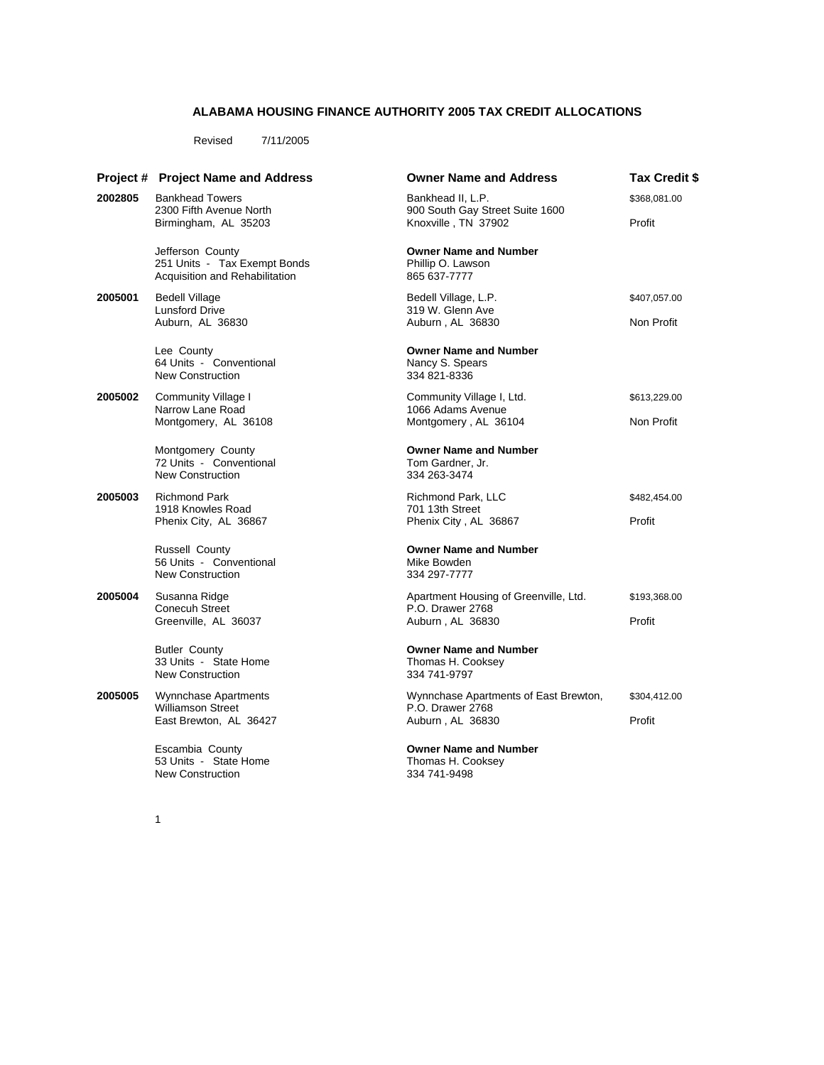# ALABAMA HOUSING FINANCE AUTHORITY 2005 TAX CREDIT ALLOCATIONS

Revised 7/11/2005

| Project # | Project Name and Address | Owner Name and Address | Tax Credit $ |
|---|---|---|---|
| **2002805** | Bankhead Towers<br>2300 Fifth Avenue North<br>Birmingham, AL 35203<br><br>Jefferson County<br>251 Units - Tax Exempt Bonds<br>Acquisition and Rehabilitation | Bankhead II, L.P.<br>900 South Gay Street Suite 1600<br>Knoxville , TN 37902<br><br>**Owner Name and Number**<br>Phillip O. Lawson<br>865 637-7777 | $368,081.00<br><br>Profit |
| **2005001** | Bedell Village<br>Lunsford Drive<br>Auburn, AL 36830<br><br>Lee County<br>64 Units - Conventional<br>New Construction | Bedell Village, L.P.<br>319 W. Glenn Ave<br>Auburn , AL 36830<br><br>**Owner Name and Number**<br>Nancy S. Spears<br>334 821-8336 | $407,057.00<br><br>Non Profit |
| **2005002** | Community Village I<br>Narrow Lane Road<br>Montgomery, AL 36108<br><br>Montgomery County<br>72 Units - Conventional<br>New Construction | Community Village I, Ltd.<br>1066 Adams Avenue<br>Montgomery , AL 36104<br><br>**Owner Name and Number**<br>Tom Gardner, Jr.<br>334 263-3474 | $613,229.00<br><br>Non Profit |
| **2005003** | Richmond Park<br>1918 Knowles Road<br>Phenix City, AL 36867<br><br>Russell County<br>56 Units - Conventional<br>New Construction | Richmond Park, LLC<br>701 13th Street<br>Phenix City , AL 36867<br><br>**Owner Name and Number**<br>Mike Bowden<br>334 297-7777 | $482,454.00<br><br>Profit |
| **2005004** | Susanna Ridge<br>Conecuh Street<br>Greenville, AL 36037<br><br>Butler County<br>33 Units - State Home<br>New Construction | Apartment Housing of Greenville, Ltd.<br>P.O. Drawer 2768<br>Auburn , AL 36830<br><br>**Owner Name and Number**<br>Thomas H. Cooksey<br>334 741-9797 | $193,368.00<br><br>Profit |
| **2005005** | Wynnchase Apartments<br>Williamson Street<br>East Brewton, AL 36427<br><br>Escambia County<br>53 Units - State Home<br>New Construction | Wynnchase Apartments of East Brewton,<br>P.O. Drawer 2768<br>Auburn , AL 36830<br><br>**Owner Name and Number**<br>Thomas H. Cooksey<br>334 741-9498 | $304,412.00<br><br>Profit |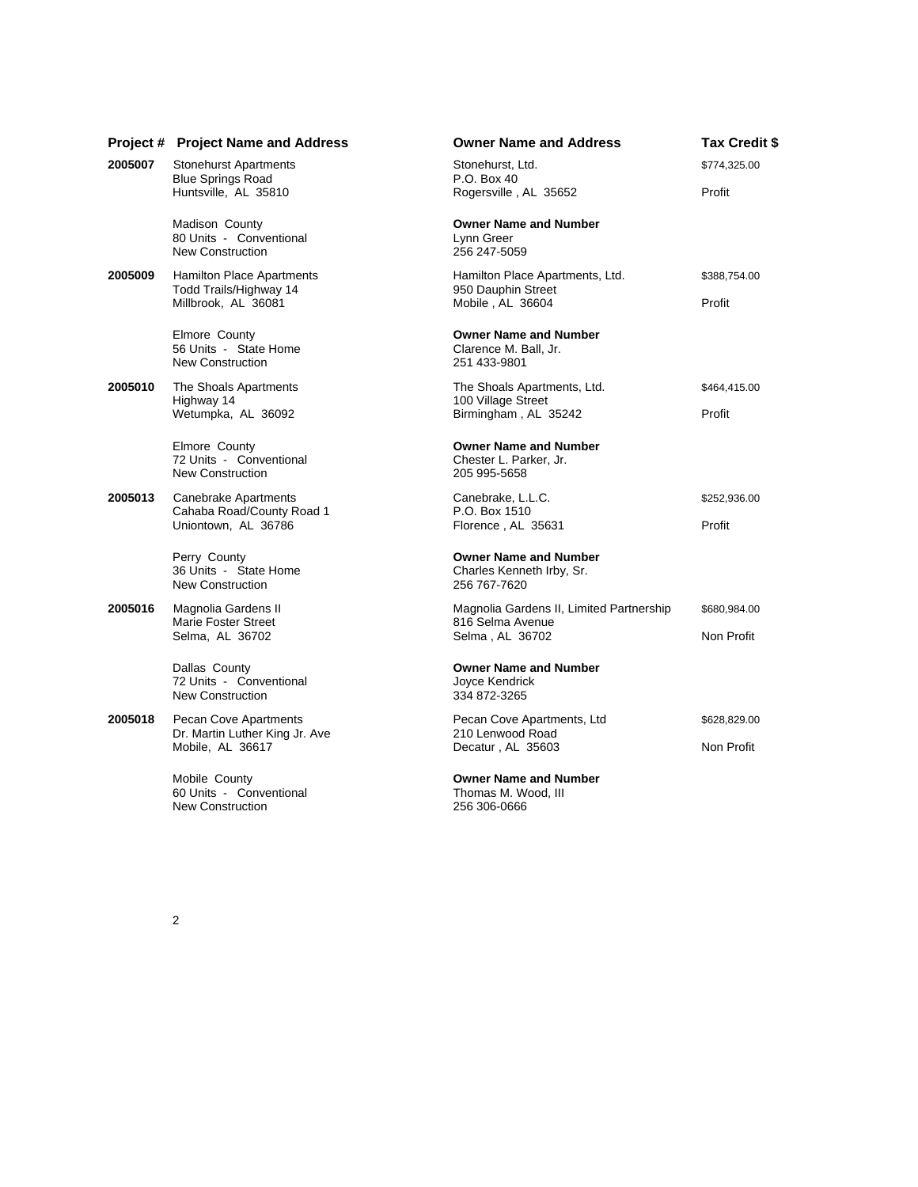| Project # | Project Name and Address | Owner Name and Address | Tax Credit $ |
|---|---|---|---|
| **2005007** | Stonehurst Apartments<br>Blue Springs Road<br>Huntsville, AL 35810<br><br>Madison County<br>80 Units - Conventional<br>New Construction | Stonehurst, Ltd.<br>P.O. Box 40<br>Rogersville , AL 35652<br><br>**Owner Name and Number**<br>Lynn Greer<br>256 247-5059 | $774,325.00<br><br>Profit |
| **2005009** | Hamilton Place Apartments<br>Todd Trails/Highway 14<br>Millbrook, AL 36081<br><br>Elmore County<br>56 Units - State Home<br>New Construction | Hamilton Place Apartments, Ltd.<br>950 Dauphin Street<br>Mobile , AL 36604<br><br>**Owner Name and Number**<br>Clarence M. Ball, Jr.<br>251 433-9801 | $388,754.00<br><br>Profit |
| **2005010** | The Shoals Apartments<br>Highway 14<br>Wetumpka, AL 36092<br><br>Elmore County<br>72 Units - Conventional<br>New Construction | The Shoals Apartments, Ltd.<br>100 Village Street<br>Birmingham , AL 35242<br><br>**Owner Name and Number**<br>Chester L. Parker, Jr.<br>205 995-5658 | $464,415.00<br><br>Profit |
| **2005013** | Canebrake Apartments<br>Cahaba Road/County Road 1<br>Uniontown, AL 36786<br><br>Perry County<br>36 Units - State Home<br>New Construction | Canebrake, L.L.C.<br>P.O. Box 1510<br>Florence , AL 35631<br><br>**Owner Name and Number**<br>Charles Kenneth Irby, Sr.<br>256 767-7620 | $252,936.00<br><br>Profit |
| **2005016** | Magnolia Gardens II<br>Marie Foster Street<br>Selma, AL 36702<br><br>Dallas County<br>72 Units - Conventional<br>New Construction | Magnolia Gardens II, Limited Partnership<br>816 Selma Avenue<br>Selma , AL 36702<br><br>**Owner Name and Number**<br>Joyce Kendrick<br>334 872-3265 | $680,984.00<br><br>Non Profit |
| **2005018** | Pecan Cove Apartments<br>Dr. Martin Luther King Jr. Ave<br>Mobile, AL 36617<br><br>Mobile County<br>60 Units - Conventional<br>New Construction | Pecan Cove Apartments, Ltd<br>210 Lenwood Road<br>Decatur , AL 35603<br><br>**Owner Name and Number**<br>Thomas M. Wood, III<br>256 306-0666 | $628,829.00<br><br>Non Profit |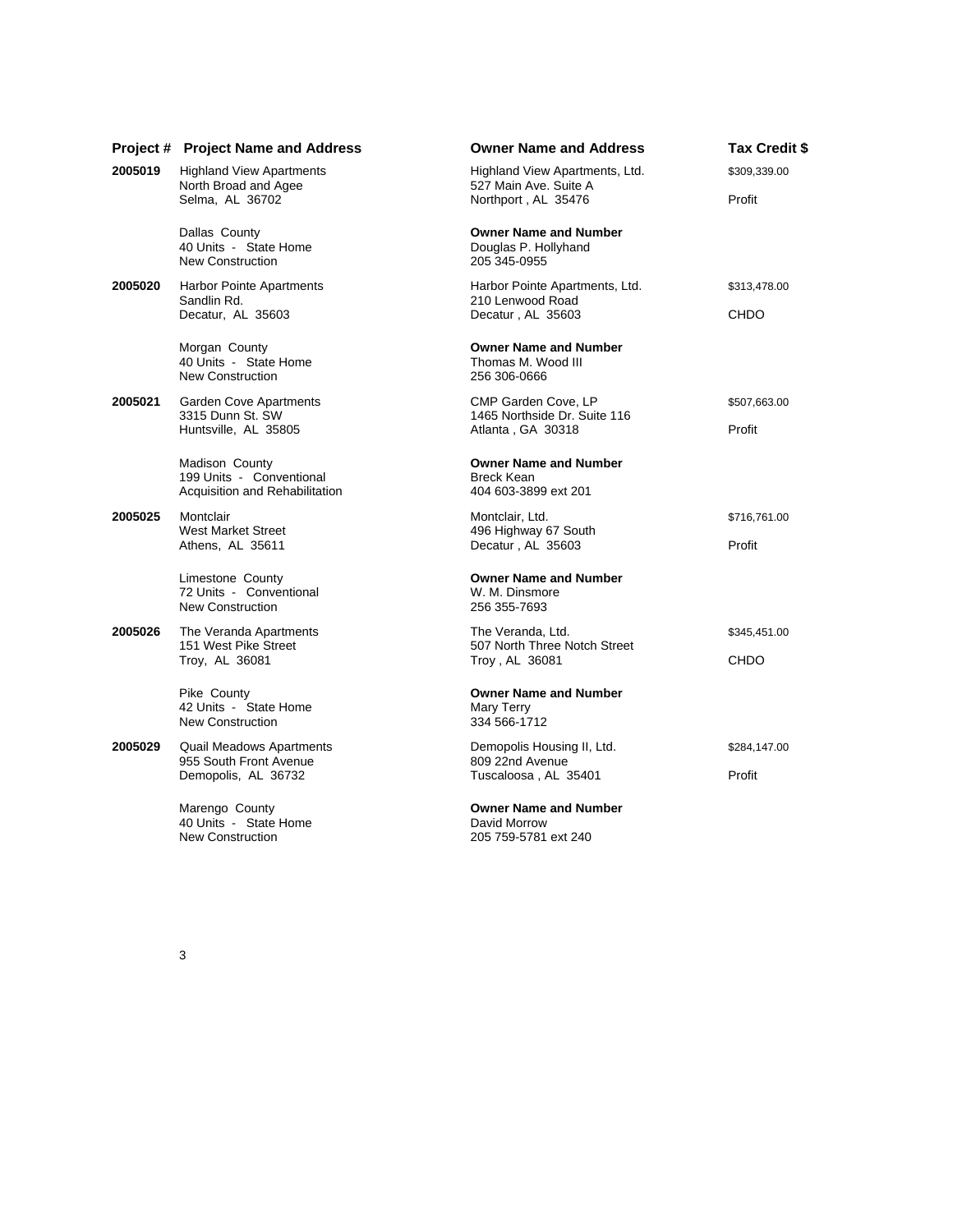| Project # | Project Name and Address | Owner Name and Address | Tax Credit $ |
|---|---|---|---|
| **2005019** | Highland View Apartments<br>North Broad and Agee<br>Selma, AL 36702<br><br>Dallas County<br>40 Units - State Home<br>New Construction | Highland View Apartments, Ltd.<br>527 Main Ave. Suite A<br>Northport , AL 35476<br><br>**Owner Name and Number**<br>Douglas P. Hollyhand<br>205 345-0955 | $309,339.00<br><br>Profit |
| **2005020** | Harbor Pointe Apartments<br>Sandlin Rd.<br>Decatur, AL 35603<br><br>Morgan County<br>40 Units - State Home<br>New Construction | Harbor Pointe Apartments, Ltd.<br>210 Lenwood Road<br>Decatur , AL 35603<br><br>**Owner Name and Number**<br>Thomas M. Wood III<br>256 306-0666 | $313,478.00<br><br>CHDO |
| **2005021** | Garden Cove Apartments<br>3315 Dunn St. SW<br>Huntsville, AL 35805<br><br>Madison County<br>199 Units - Conventional<br>Acquisition and Rehabilitation | CMP Garden Cove, LP<br>1465 Northside Dr. Suite 116<br>Atlanta , GA 30318<br><br>**Owner Name and Number**<br>Breck Kean<br>404 603-3899 ext 201 | $507,663.00<br><br>Profit |
| **2005025** | Montclair<br>West Market Street<br>Athens, AL 35611<br><br>Limestone County<br>72 Units - Conventional<br>New Construction | Montclair, Ltd.<br>496 Highway 67 South<br>Decatur , AL 35603<br><br>**Owner Name and Number**<br>W. M. Dinsmore<br>256 355-7693 | $716,761.00<br><br>Profit |
| **2005026** | The Veranda Apartments<br>151 West Pike Street<br>Troy, AL 36081<br><br>Pike County<br>42 Units - State Home<br>New Construction | The Veranda, Ltd.<br>507 North Three Notch Street<br>Troy , AL 36081<br><br>**Owner Name and Number**<br>Mary Terry<br>334 566-1712 | $345,451.00<br><br>CHDO |
| **2005029** | Quail Meadows Apartments<br>955 South Front Avenue<br>Demopolis, AL 36732<br><br>Marengo County<br>40 Units - State Home<br>New Construction | Demopolis Housing II, Ltd.<br>809 22nd Avenue<br>Tuscaloosa , AL 35401<br><br>**Owner Name and Number**<br>David Morrow<br>205 759-5781 ext 240 | $284,147.00<br><br>Profit |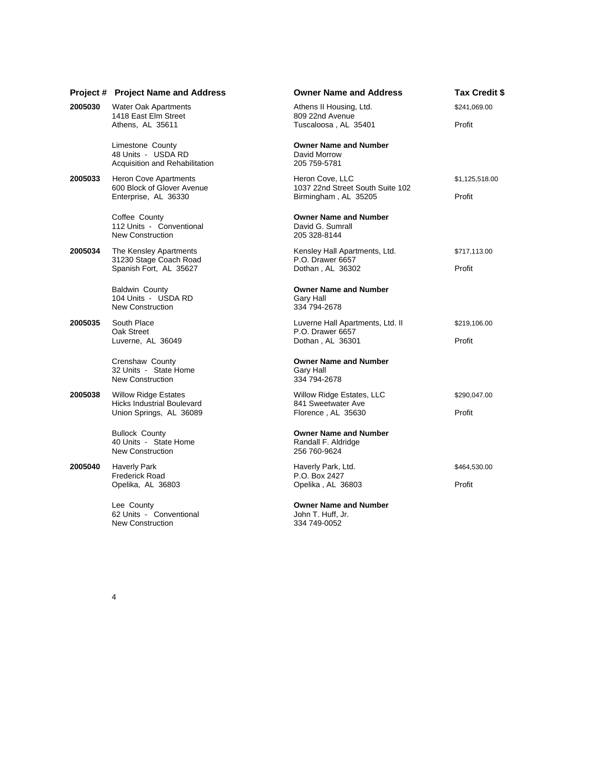| Project # | Project Name and Address | Owner Name and Address | Tax Credit $ |
| --- | --- | --- | --- |
| **2005030** | Water Oak Apartments<br>1418 East Elm Street<br>Athens, AL 35611<br><br>Limestone County<br>48 Units - USDA RD<br>Acquisition and Rehabilitation | Athens II Housing, Ltd.<br>809 22nd Avenue<br>Tuscaloosa , AL 35401<br><br>**Owner Name and Number**<br>David Morrow<br>205 759-5781 | $241,069.00<br><br>Profit |
| **2005033** | Heron Cove Apartments<br>600 Block of Glover Avenue<br>Enterprise, AL 36330<br><br>Coffee County<br>112 Units - Conventional<br>New Construction | Heron Cove, LLC<br>1037 22nd Street South Suite 102<br>Birmingham , AL 35205<br><br>**Owner Name and Number**<br>David G. Sumrall<br>205 328-8144 | $1,125,518.00<br><br>Profit |
| **2005034** | The Kensley Apartments<br>31230 Stage Coach Road<br>Spanish Fort, AL 35627<br><br>Baldwin County<br>104 Units - USDA RD<br>New Construction | Kensley Hall Apartments, Ltd.<br>P.O. Drawer 6657<br>Dothan , AL 36302<br><br>**Owner Name and Number**<br>Gary Hall<br>334 794-2678 | $717,113.00<br><br>Profit |
| **2005035** | South Place<br>Oak Street<br>Luverne, AL 36049<br><br>Crenshaw County<br>32 Units - State Home<br>New Construction | Luverne Hall Apartments, Ltd. II<br>P.O. Drawer 6657<br>Dothan , AL 36301<br><br>**Owner Name and Number**<br>Gary Hall<br>334 794-2678 | $219,106.00<br><br>Profit |
| **2005038** | Willow Ridge Estates<br>Hicks Industrial Boulevard<br>Union Springs, AL 36089<br><br>Bullock County<br>40 Units - State Home<br>New Construction | Willow Ridge Estates, LLC<br>841 Sweetwater Ave<br>Florence , AL 35630<br><br>**Owner Name and Number**<br>Randall F. Aldridge<br>256 760-9624 | $290,047.00<br><br>Profit |
| **2005040** | Haverly Park<br>Frederick Road<br>Opelika, AL 36803<br><br>Lee County<br>62 Units - Conventional<br>New Construction | Haverly Park, Ltd.<br>P.O. Box 2427<br>Opelika , AL 36803<br><br>**Owner Name and Number**<br>John T. Huff, Jr.<br>334 749-0052 | $464,530.00<br><br>Profit |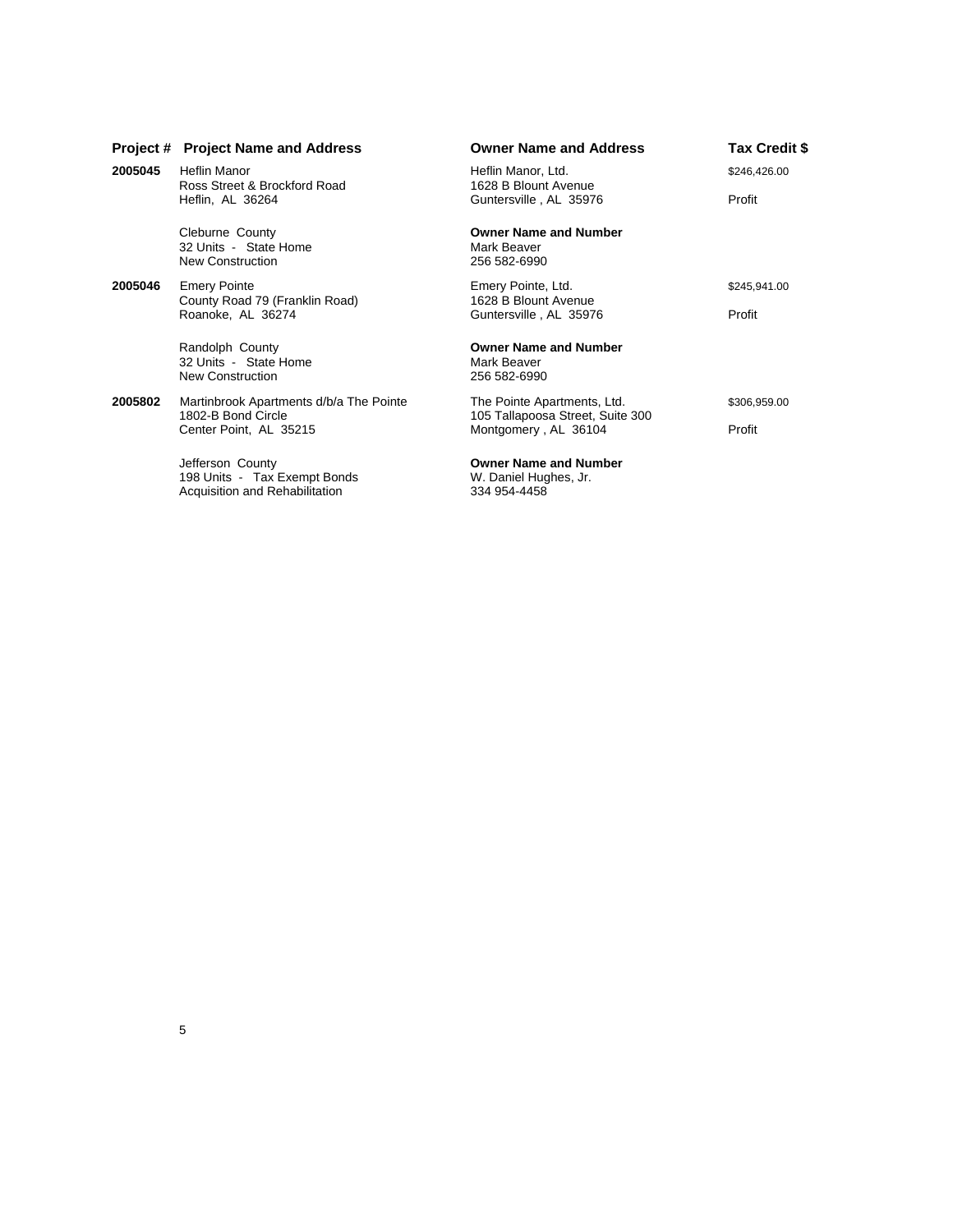| Project # | Project Name and Address | Owner Name and Address | Tax Credit $ |
|---|---|---|---|
| 2005045 | Heflin Manor<br>Ross Street & Brockford Road<br>Heflin, AL 36264 | Heflin Manor, Ltd.<br>1628 B Blount Avenue<br>Guntersville , AL 35976 | \$246,426.00<br><br>Profit |
| | Cleburne County<br>32 Units - State Home<br>New Construction | **Owner Name and Number**<br>Mark Beaver<br>256 582-6990 | |
| 2005046 | Emery Pointe<br>County Road 79 (Franklin Road)<br>Roanoke, AL 36274 | Emery Pointe, Ltd.<br>1628 B Blount Avenue<br>Guntersville , AL 35976 | \$245,941.00<br><br>Profit |
| | Randolph County<br>32 Units - State Home<br>New Construction | **Owner Name and Number**<br>Mark Beaver<br>256 582-6990 | |
| 2005802 | Martinbrook Apartments d/b/a The Pointe<br>1802-B Bond Circle<br>Center Point, AL 35215 | The Pointe Apartments, Ltd.<br>105 Tallapoosa Street, Suite 300<br>Montgomery , AL 36104 | \$306,959.00<br><br>Profit |
| | Jefferson County<br>198 Units - Tax Exempt Bonds<br>Acquisition and Rehabilitation | **Owner Name and Number**<br>W. Daniel Hughes, Jr.<br>334 954-4458 | |